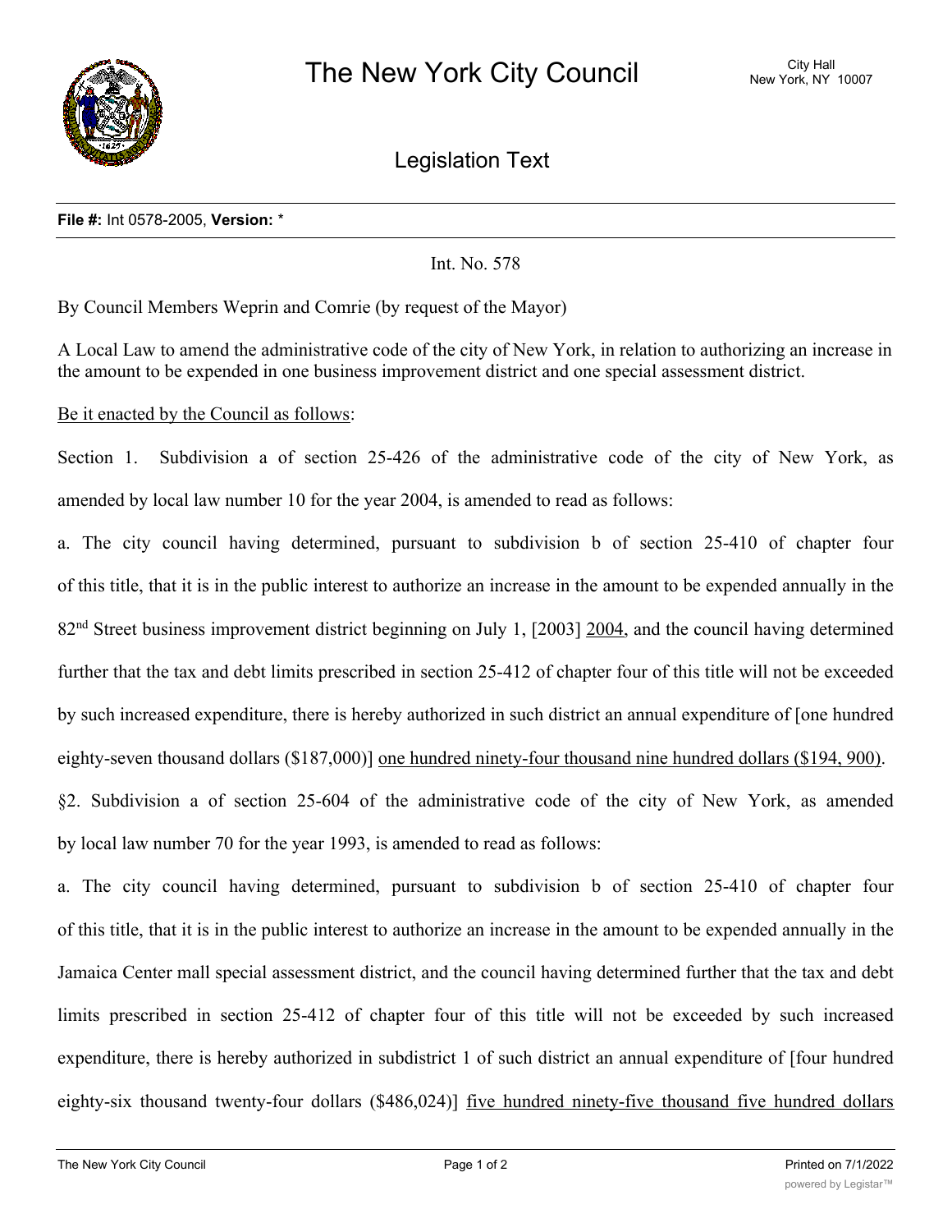# The New York City Council

City Hall
New York, NY 10007

## Legislation Text

**File #:** Int 0578-2005, **Version:** *

Int. No. 578

By Council Members Weprin and Comrie (by request of the Mayor)

A Local Law to amend the administrative code of the city of New York, in relation to authorizing an increase in the amount to be expended in one business improvement district and one special assessment district.

Be it enacted by the Council as follows:

Section 1. Subdivision a of section 25-426 of the administrative code of the city of New York, as amended by local law number 10 for the year 2004, is amended to read as follows:

a. The city council having determined, pursuant to subdivision b of section 25-410 of chapter four of this title, that it is in the public interest to authorize an increase in the amount to be expended annually in the 82nd Street business improvement district beginning on July 1, [2003] 2004, and the council having determined further that the tax and debt limits prescribed in section 25-412 of chapter four of this title will not be exceeded by such increased expenditure, there is hereby authorized in such district an annual expenditure of [one hundred eighty-seven thousand dollars ($187,000)] one hundred ninety-four thousand nine hundred dollars ($194, 900).

§2. Subdivision a of section 25-604 of the administrative code of the city of New York, as amended by local law number 70 for the year 1993, is amended to read as follows:

a. The city council having determined, pursuant to subdivision b of section 25-410 of chapter four of this title, that it is in the public interest to authorize an increase in the amount to be expended annually in the Jamaica Center mall special assessment district, and the council having determined further that the tax and debt limits prescribed in section 25-412 of chapter four of this title will not be exceeded by such increased expenditure, there is hereby authorized in subdistrict 1 of such district an annual expenditure of [four hundred eighty-six thousand twenty-four dollars ($486,024)] five hundred ninety-five thousand five hundred dollars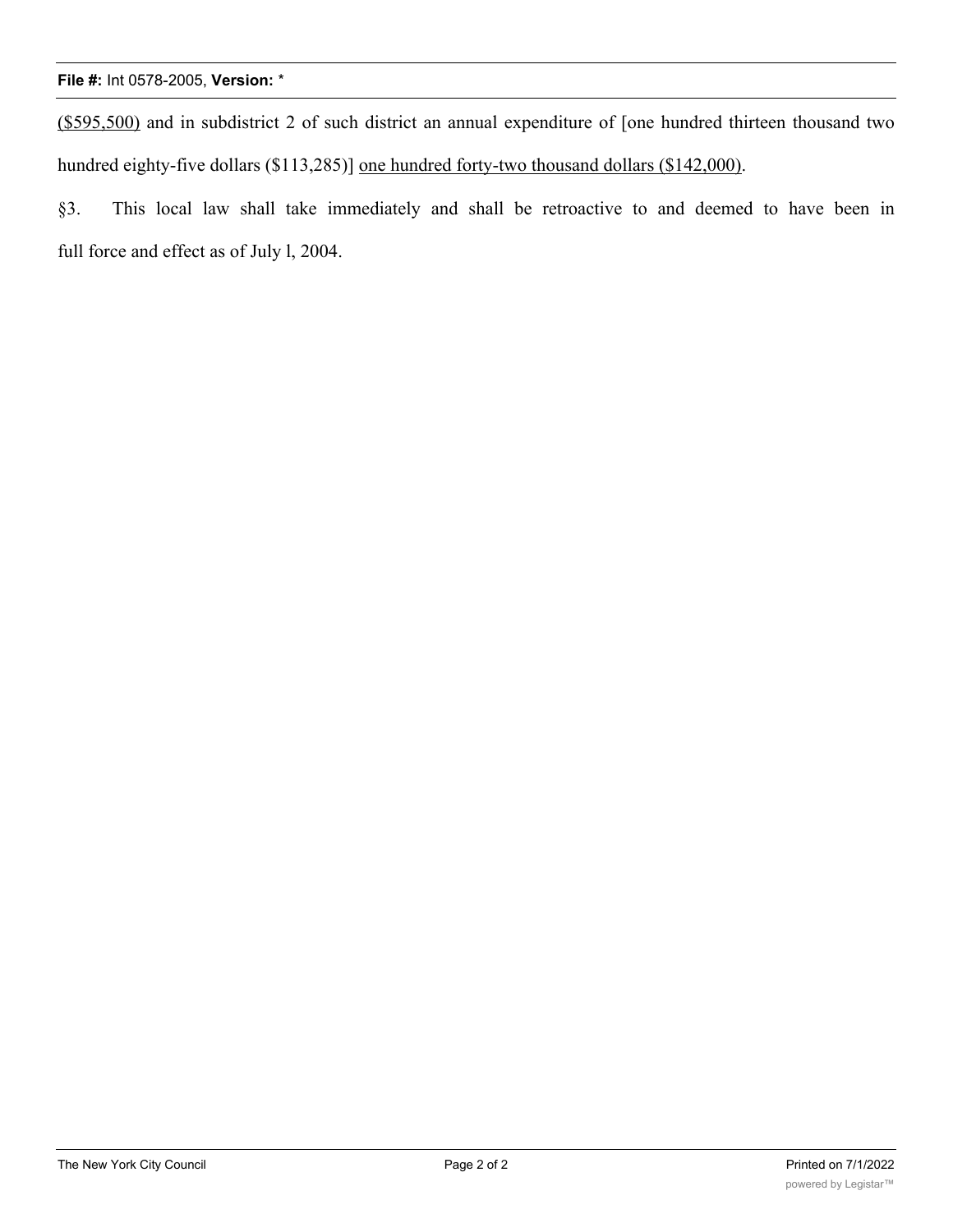<u>($595,500)</u> and in subdistrict 2 of such district an annual expenditure of [one hundred thirteen thousand two hundred eighty-five dollars ($113,285)] <u>one hundred forty-two thousand dollars ($142,000)</u>.

§3. This local law shall take immediately and shall be retroactive to and deemed to have been in full force and effect as of July l, 2004.